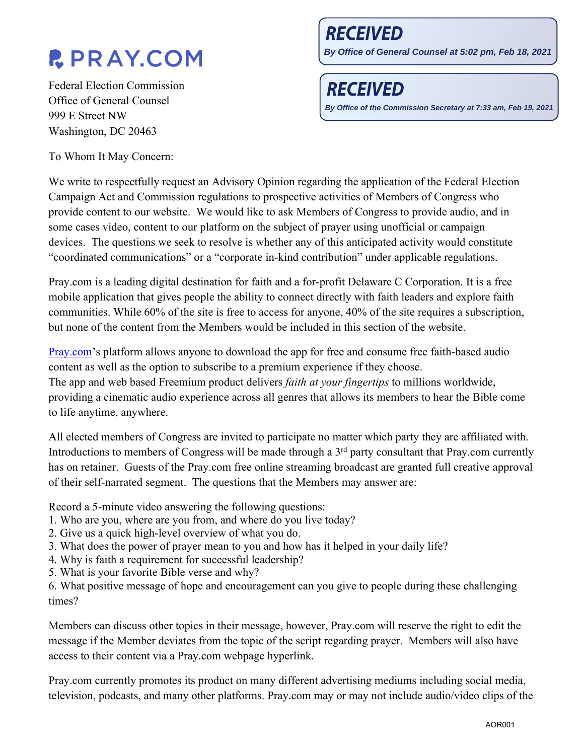# PRAY.COM

**RECEIVED**
*By Office of General Counsel at 5:02 pm, Feb 18, 2021*

**RECEIVED**
*By Office of the Commission Secretary at 7:33 am, Feb 19, 2021*

Federal Election Commission
Office of General Counsel
999 E Street NW
Washington, DC 20463

To Whom It May Concern:

We write to respectfully request an Advisory Opinion regarding the application of the Federal Election Campaign Act and Commission regulations to prospective activities of Members of Congress who provide content to our website. We would like to ask Members of Congress to provide audio, and in some cases video, content to our platform on the subject of prayer using unofficial or campaign devices. The questions we seek to resolve is whether any of this anticipated activity would constitute "coordinated communications" or a "corporate in-kind contribution" under applicable regulations.

Pray.com is a leading digital destination for faith and a for-profit Delaware C Corporation. It is a free mobile application that gives people the ability to connect directly with faith leaders and explore faith communities. While 60% of the site is free to access for anyone, 40% of the site requires a subscription, but none of the content from the Members would be included in this section of the website.

Pray.com's platform allows anyone to download the app for free and consume free faith-based audio content as well as the option to subscribe to a premium experience if they choose.
The app and web based Freemium product delivers *faith at your fingertips* to millions worldwide, providing a cinematic audio experience across all genres that allows its members to hear the Bible come to life anytime, anywhere.

All elected members of Congress are invited to participate no matter which party they are affiliated with. Introductions to members of Congress will be made through a 3rd party consultant that Pray.com currently has on retainer. Guests of the Pray.com free online streaming broadcast are granted full creative approval of their self-narrated segment. The questions that the Members may answer are:

Record a 5-minute video answering the following questions:
1. Who are you, where are you from, and where do you live today?
2. Give us a quick high-level overview of what you do.
3. What does the power of prayer mean to you and how has it helped in your daily life?
4. Why is faith a requirement for successful leadership?
5. What is your favorite Bible verse and why?
6. What positive message of hope and encouragement can you give to people during these challenging times?

Members can discuss other topics in their message, however, Pray.com will reserve the right to edit the message if the Member deviates from the topic of the script regarding prayer. Members will also have access to their content via a Pray.com webpage hyperlink.

Pray.com currently promotes its product on many different advertising mediums including social media, television, podcasts, and many other platforms. Pray.com may or may not include audio/video clips of the

AOR001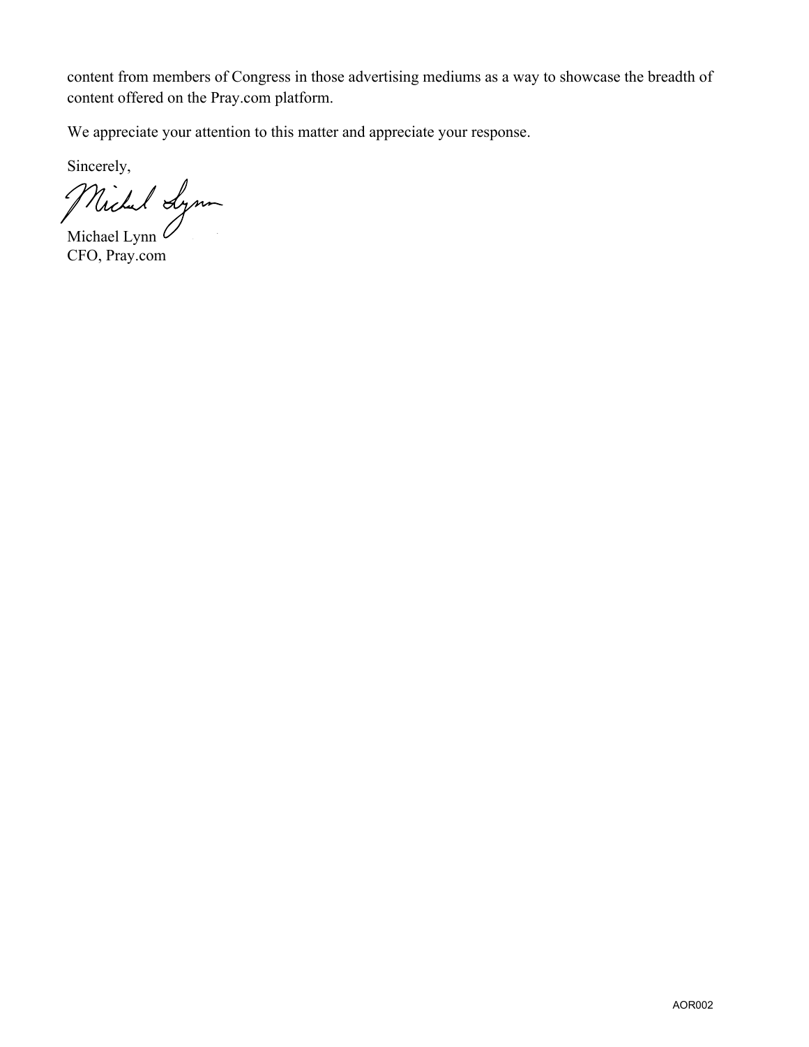content from members of Congress in those advertising mediums as a way to showcase the breadth of content offered on the Pray.com platform.

We appreciate your attention to this matter and appreciate your response.

Sincerely,

Michael Lynn  
CFO, Pray.com

AOR002